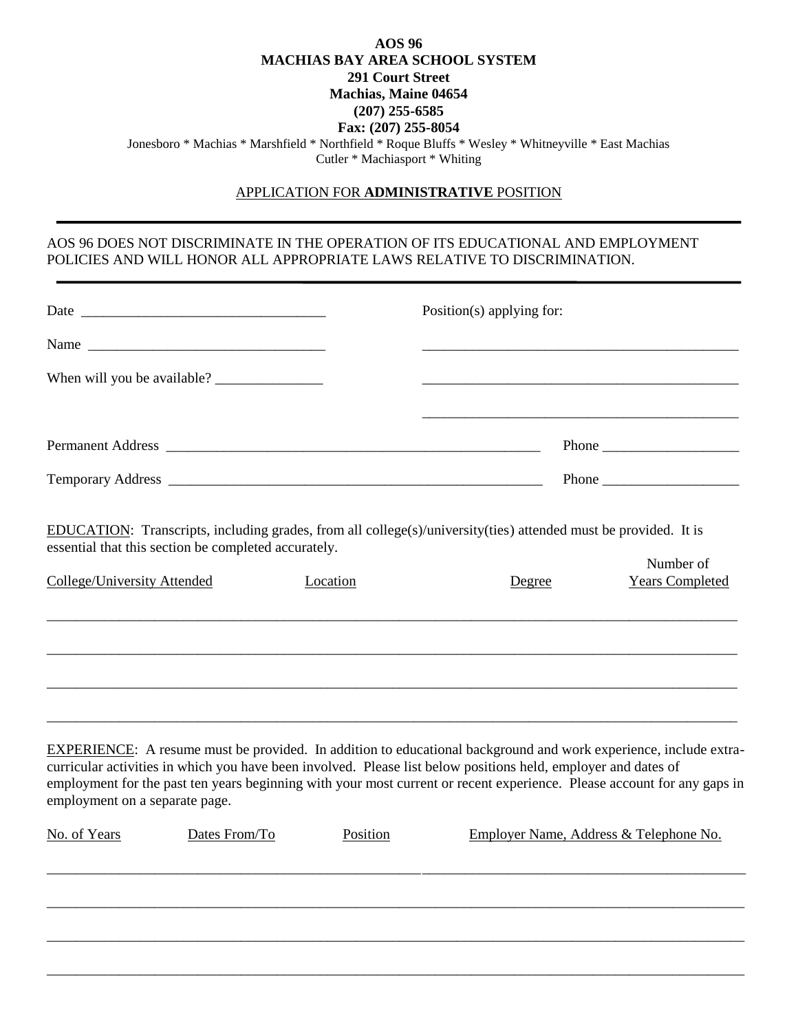**AOS 96**
**MACHIAS BAY AREA SCHOOL SYSTEM**
**291 Court Street**
**Machias, Maine 04654**
**(207) 255-6585**
**Fax: (207) 255-8054**

Jonesboro * Machias * Marshfield * Northfield * Roque Bluffs * Wesley * Whitneyville * East Machias
Cutler * Machiasport * Whiting

APPLICATION FOR **ADMINISTRATIVE** POSITION

---

AOS 96 DOES NOT DISCRIMINATE IN THE OPERATION OF ITS EDUCATIONAL AND EMPLOYMENT POLICIES AND WILL HONOR ALL APPROPRIATE LAWS RELATIVE TO DISCRIMINATION.

---

Date ___________________________________ Position(s) applying for:

Name ___________________________________ _____________________________________________

When will you be available? _______________ _____________________________________________

_____________________________________________

Permanent Address _____________________________________________________ Phone ___________________

Temporary Address _____________________________________________________ Phone ___________________

EDUCATION: Transcripts, including grades, from all college(s)/university(ties) attended must be provided. It is essential that this section be completed accurately.

| College/University Attended | Location | Degree | Number of Years Completed |
| --- | --- | --- | --- |
| | | | |
| | | | |
| | | | |
| | | | |

EXPERIENCE: A resume must be provided. In addition to educational background and work experience, include extra-curricular activities in which you have been involved. Please list below positions held, employer and dates of employment for the past ten years beginning with your most current or recent experience. Please account for any gaps in employment on a separate page.

| No. of Years | Dates From/To | Position | Employer Name, Address & Telephone No. |
| --- | --- | --- | --- |
| | | | |
| | | | |
| | | | |
| | | | |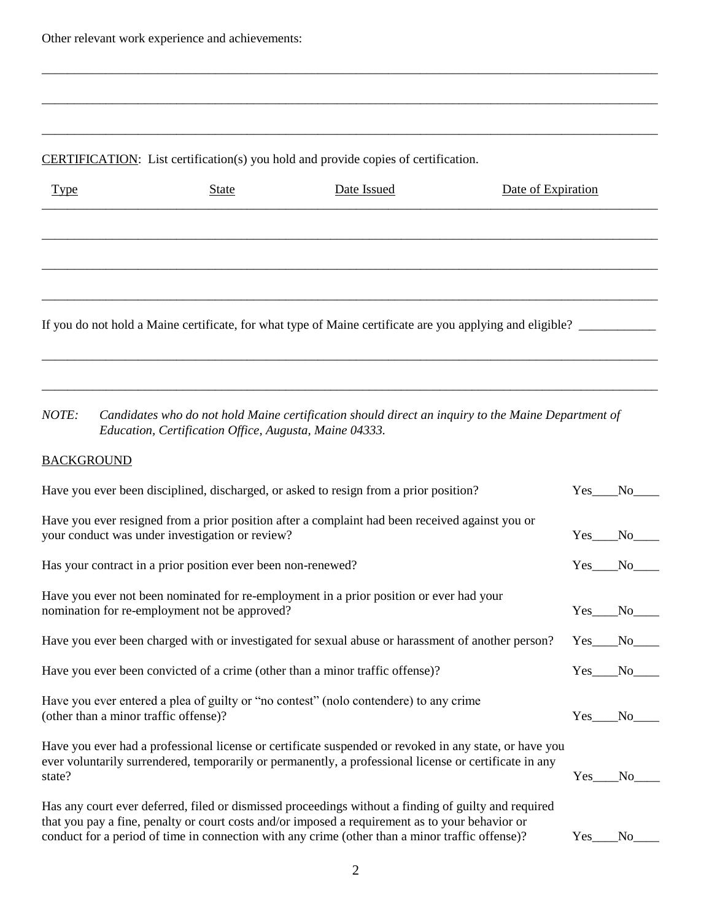Other relevant work experience and achievements:

_______________________________________________________________________________

_______________________________________________________________________________

_______________________________________________________________________________

<u>CERTIFICATION</u>: List certification(s) you hold and provide copies of certification.

| Type | State | Date Issued | Date of Expiration |
|---|---|---|---|
| | | | |
| | | | |
| | | | |
| | | | |

If you do not hold a Maine certificate, for what type of Maine certificate are you applying and eligible? ____________

_______________________________________________________________________________

_______________________________________________________________________________

*NOTE: Candidates who do not hold Maine certification should direct an inquiry to the Maine Department of Education, Certification Office, Augusta, Maine 04333.*

<u>BACKGROUND</u>

Have you ever been disciplined, discharged, or asked to resign from a prior position? Yes____No____

Have you ever resigned from a prior position after a complaint had been received against you or your conduct was under investigation or review? Yes____No____

Has your contract in a prior position ever been non-renewed? Yes____No____

Have you ever not been nominated for re-employment in a prior position or ever had your nomination for re-employment not be approved? Yes____No____

Have you ever been charged with or investigated for sexual abuse or harassment of another person? Yes____No____

Have you ever been convicted of a crime (other than a minor traffic offense)? Yes____No____

Have you ever entered a plea of guilty or "no contest" (nolo contendere) to any crime (other than a minor traffic offense)? Yes____No____

Have you ever had a professional license or certificate suspended or revoked in any state, or have you ever voluntarily surrendered, temporarily or permanently, a professional license or certificate in any state? Yes____No____

Has any court ever deferred, filed or dismissed proceedings without a finding of guilty and required that you pay a fine, penalty or court costs and/or imposed a requirement as to your behavior or conduct for a period of time in connection with any crime (other than a minor traffic offense)? Yes____No____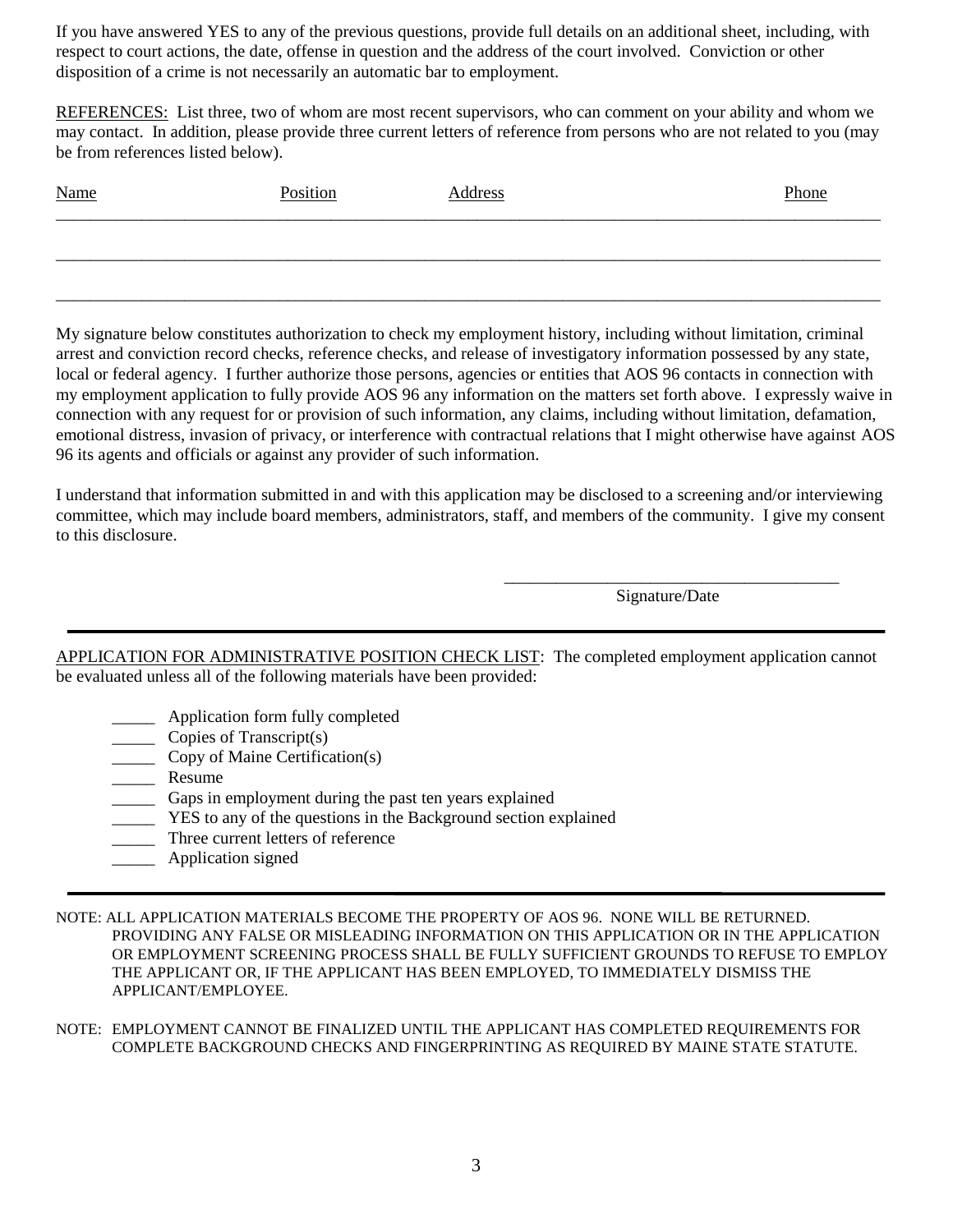If you have answered YES to any of the previous questions, provide full details on an additional sheet, including, with respect to court actions, the date, offense in question and the address of the court involved. Conviction or other disposition of a crime is not necessarily an automatic bar to employment.

REFERENCES: List three, two of whom are most recent supervisors, who can comment on your ability and whom we may contact. In addition, please provide three current letters of reference from persons who are not related to you (may be from references listed below).

| Name | Position | Address | Phone |
| --- | --- | --- | --- |
| | | | |
| | | | |
| | | | |

My signature below constitutes authorization to check my employment history, including without limitation, criminal arrest and conviction record checks, reference checks, and release of investigatory information possessed by any state, local or federal agency. I further authorize those persons, agencies or entities that AOS 96 contacts in connection with my employment application to fully provide AOS 96 any information on the matters set forth above. I expressly waive in connection with any request for or provision of such information, any claims, including without limitation, defamation, emotional distress, invasion of privacy, or interference with contractual relations that I might otherwise have against AOS 96 its agents and officials or against any provider of such information.

I understand that information submitted in and with this application may be disclosed to a screening and/or interviewing committee, which may include board members, administrators, staff, and members of the community. I give my consent to this disclosure.

_______________________________________
Signature/Date

---

APPLICATION FOR ADMINISTRATIVE POSITION CHECK LIST: The completed employment application cannot be evaluated unless all of the following materials have been provided:

- _____ Application form fully completed
- _____ Copies of Transcript(s)
- _____ Copy of Maine Certification(s)
- _____ Resume
- _____ Gaps in employment during the past ten years explained
- _____ YES to any of the questions in the Background section explained
- _____ Three current letters of reference
- _____ Application signed

---

NOTE: ALL APPLICATION MATERIALS BECOME THE PROPERTY OF AOS 96. NONE WILL BE RETURNED. PROVIDING ANY FALSE OR MISLEADING INFORMATION ON THIS APPLICATION OR IN THE APPLICATION OR EMPLOYMENT SCREENING PROCESS SHALL BE FULLY SUFFICIENT GROUNDS TO REFUSE TO EMPLOY THE APPLICANT OR, IF THE APPLICANT HAS BEEN EMPLOYED, TO IMMEDIATELY DISMISS THE APPLICANT/EMPLOYEE.

NOTE: EMPLOYMENT CANNOT BE FINALIZED UNTIL THE APPLICANT HAS COMPLETED REQUIREMENTS FOR COMPLETE BACKGROUND CHECKS AND FINGERPRINTING AS REQUIRED BY MAINE STATE STATUTE.